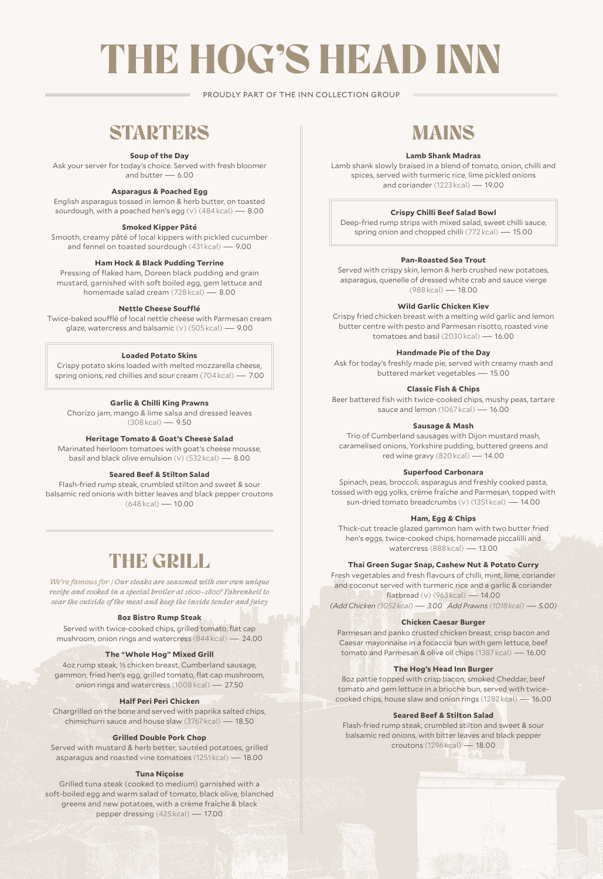# THE HOG'S HEAD INN

PROUDLY PART OF THE INN COLLECTION GROUP

## STARTERS

**Soup of the Day**
Ask your server for today's choice. Served with fresh bloomer and butter — 6.00

**Asparagus & Poached Egg**
English asparagus tossed in lemon & herb butter, on toasted sourdough, with a poached hen's egg (v) (484 kcal) — 8.00

**Smoked Kipper Pâté**
Smooth, creamy pâté of local kippers with pickled cucumber and fennel on toasted sourdough (431 kcal) — 9.00

**Ham Hock & Black Pudding Terrine**
Pressing of flaked ham, Doreen black pudding and grain mustard, garnished with soft boiled egg, gem lettuce and homemade salad cream (728 kcal) — 8.00

**Nettle Cheese Soufflé**
Twice-baked soufflé of local nettle cheese with Parmesan cream glaze, watercress and balsamic (v) (505 kcal) — 9.00

**Loaded Potato Skins**
Crispy potato skins loaded with melted mozzarella cheese, spring onions, red chillies and sour cream (704 kcal) — 7.00

**Garlic & Chilli King Prawns**
Chorizo jam, mango & lime salsa and dressed leaves (308 kcal) — 9.50

**Heritage Tomato & Goat's Cheese Salad**
Marinated heirloom tomatoes with goat's cheese mousse, basil and black olive emulsion (v) (532 kcal) — 8.00

**Seared Beef & Stilton Salad**
Flash-fried rump steak, crumbled stilton and sweet & sour balsamic red onions with bitter leaves and black pepper croutons (648 kcal) — 10.00

## THE GRILL

*We're famous for / Our steaks are seasoned with our own unique recipe and cooked in a special broiler at 1600–1800° Fahrenheit to sear the outside of the meat and keep the inside tender and juicy*

**8oz Bistro Rump Steak**
Served with twice-cooked chips, grilled tomato, flat cap mushroom, onion rings and watercress (844 kcal) — 24.00

**The "Whole Hog" Mixed Grill**
4oz rump steak, ½ chicken breast, Cumberland sausage, gammon, fried hen's egg, grilled tomato, flat cap mushroom, onion rings and watercress (1008 kcal) — 27.50

**Half Peri Peri Chicken**
Chargrilled on the bone and served with paprika salted chips, chimichurri sauce and house slaw (3767 kcal) — 18.50

**Grilled Double Pork Chop**
Served with mustard & herb better, sautéed potatoes, grilled asparagus and roasted vine tomatoes (1251 kcal) — 18.00

**Tuna Niçoise**
Grilled tuna steak (cooked to medium) garnished with a soft-boiled egg and warm salad of tomato, black olive, blanched greens and new potatoes, with a crème fraîche & black pepper dressing (425 kcal) — 17.00

## MAINS

**Lamb Shank Madras**
Lamb shank slowly braised in a blend of tomato, onion, chilli and spices, served with turmeric rice, lime pickled onions and coriander (1223 kcal) — 19.00

**Crispy Chilli Beef Salad Bowl**
Deep-fried rump strips with mixed salad, sweet chilli sauce, spring onion and chopped chilli (772 kcal) — 15.00

**Pan-Roasted Sea Trout**
Served with crispy skin, lemon & herb crushed new potatoes, asparagus, quenelle of dressed white crab and sauce vierge (988 kcal) — 18.00

**Wild Garlic Chicken Kiev**
Crispy fried chicken breast with a melting wild garlic and lemon butter centre with pesto and Parmesan risotto, roasted vine tomatoes and basil (2030 kcal) — 16.00

**Handmade Pie of the Day**
Ask for today's freshly made pie, served with creamy mash and buttered market vegetables — 15.00

**Classic Fish & Chips**
Beer battered fish with twice-cooked chips, mushy peas, tartare sauce and lemon (1067 kcal) — 16.00

**Sausage & Mash**
Trio of Cumberland sausages with Dijon mustard mash, caramelised onions, Yorkshire pudding, buttered greens and red wine gravy (820 kcal) — 14.00

**Superfood Carbonara**
Spinach, peas, broccoli, asparagus and freshly cooked pasta, tossed with egg yolks, crème fraîche and Parmesan, topped with sun-dried tomato breadcrumbs (v) (1351 kcal) — 14.00

**Ham, Egg & Chips**
Thick-cut treacle glazed gammon ham with two butter fried hen's eggs, twice-cooked chips, homemade piccalilli and watercress (888 kcal) — 13.00

**Thai Green Sugar Snap, Cashew Nut & Potato Curry**
Fresh vegetables and fresh flavours of chilli, mint, lime, coriander and coconut served with turmeric rice and a garlic & coriander flatbread (v) (963 kcal) — 14.00
*(Add Chicken (1052 kcal) — 3.00 Add Prawns (1018 kcal) — 5.00)*

**Chicken Caesar Burger**
Parmesan and panko crusted chicken breast, crisp bacon and Caesar mayonnaise in a focaccia bun with gem lettuce, beef tomato and Parmesan & olive oil chips (1387 kcal) — 16.00

**The Hog's Head Inn Burger**
8oz pattie topped with crisp bacon, smoked Cheddar, beef tomato and gem lettuce in a brioche bun, served with twice-cooked chips, house slaw and onion rings (1282 kcal) — 16.00

**Seared Beef & Stilton Salad**
Flash-fried rump steak, crumbled stilton and sweet & sour balsamic red onions, with bitter leaves and black pepper croutons (1296 kcal) — 18.00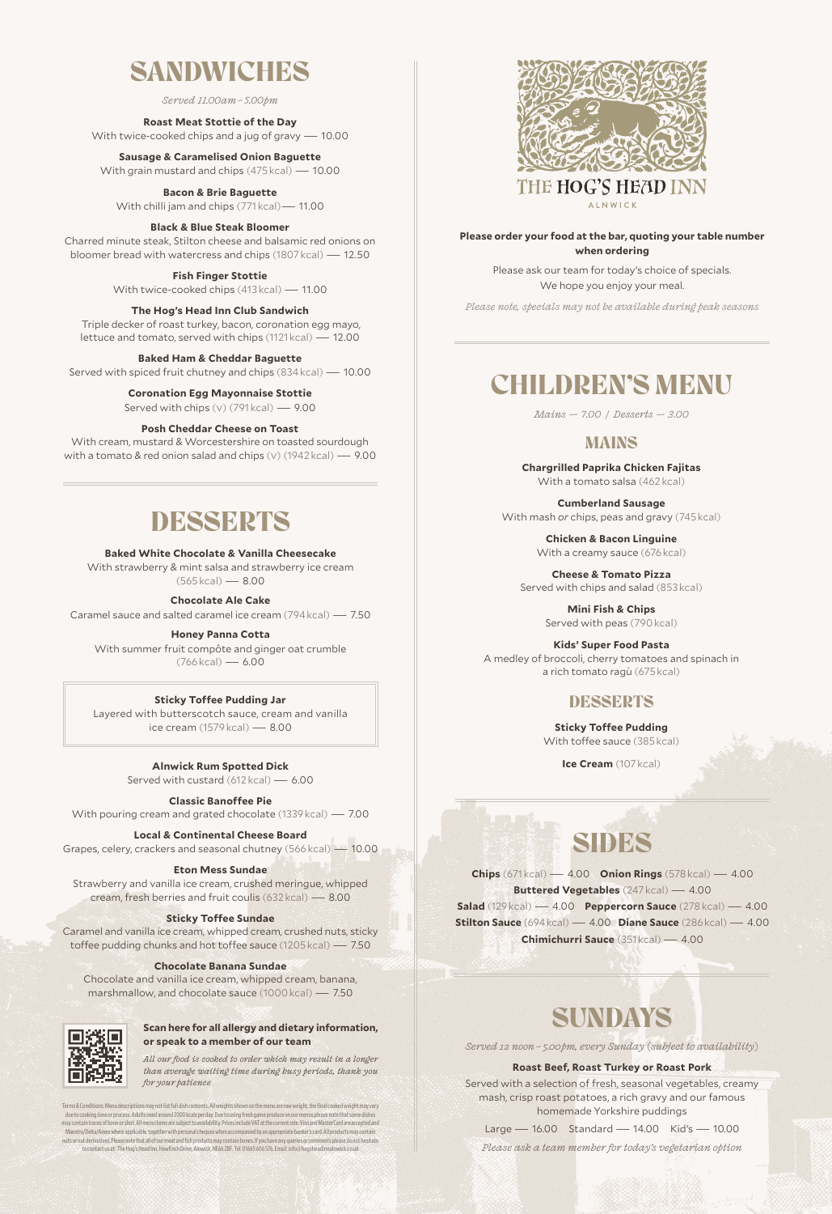## SANDWICHES

*Served 11.00am – 5.00pm*

**Roast Meat Stottie of the Day**
With twice-cooked chips and a jug of gravy — 10.00

**Sausage & Caramelised Onion Baguette**
With grain mustard and chips (475 kcal) — 10.00

**Bacon & Brie Baguette**
With chilli jam and chips (771 kcal) — 11.00

**Black & Blue Steak Bloomer**
Charred minute steak, Stilton cheese and balsamic red onions on bloomer bread with watercress and chips (1807 kcal) — 12.50

**Fish Finger Stottie**
With twice-cooked chips (413 kcal) — 11.00

**The Hog's Head Inn Club Sandwich**
Triple decker of roast turkey, bacon, coronation egg mayo, lettuce and tomato, served with chips (1121 kcal) — 12.00

**Baked Ham & Cheddar Baguette**
Served with spiced fruit chutney and chips (834 kcal) — 10.00

**Coronation Egg Mayonnaise Stottie**
Served with chips (v) (791 kcal) — 9.00

**Posh Cheddar Cheese on Toast**
With cream, mustard & Worcestershire on toasted sourdough with a tomato & red onion salad and chips (v) (1942 kcal) — 9.00

## DESSERTS

**Baked White Chocolate & Vanilla Cheesecake**
With strawberry & mint salsa and strawberry ice cream (565 kcal) — 8.00

**Chocolate Ale Cake**
Caramel sauce and salted caramel ice cream (794 kcal) — 7.50

**Honey Panna Cotta**
With summer fruit compôte and ginger oat crumble (766 kcal) — 6.00

**Sticky Toffee Pudding Jar**
Layered with butterscotch sauce, cream and vanilla ice cream (1579 kcal) — 8.00

**Alnwick Rum Spotted Dick**
Served with custard (612 kcal) — 6.00

**Classic Banoffee Pie**
With pouring cream and grated chocolate (1339 kcal) — 7.00

**Local & Continental Cheese Board**
Grapes, celery, crackers and seasonal chutney (566 kcal) — 10.00

**Eton Mess Sundae**
Strawberry and vanilla ice cream, crushed meringue, whipped cream, fresh berries and fruit coulis (632 kcal) — 8.00

**Sticky Toffee Sundae**
Caramel and vanilla ice cream, whipped cream, crushed nuts, sticky toffee pudding chunks and hot toffee sauce (1205 kcal) — 7.50

**Chocolate Banana Sundae**
Chocolate and vanilla ice cream, whipped cream, banana, marshmallow, and chocolate sauce (1000 kcal) — 7.50

**Scan here for all allergy and dietary information, or speak to a member of our team**

*All our food is cooked to order which may result in a longer than average waiting time during busy periods, thank you for your patience*

Terms & Conditions: Menu descriptions may not list full dish contents. All weights shown on the menu are raw weight, the final cooked weight may vary due to cooking time or process. Adults need around 2000 kcals per day. Due to using fresh game produce on our menus please note that some dishes may contain traces of bone or shot. All menu items are subject to availability. Prices include VAT at the current rate. Visa and MasterCard are accepted and Maestro/Delta/Amex where applicable, together with personal cheques when accompanied by an appropriate banker's card. All products may contain nuts or nut derivatives. Please note that all of our meat and fish products may contain bones. If you have any queries or comments please do not hesitate to contact us at: The Hog's Head Inn, Hawfinch Drive, Alnwick, NE66 2BF. Tel: 01665 606 576. Email: info@hogsheadinnalnwick.co.uk

# THE HOG'S HEAD INN
ALNWICK

**Please order your food at the bar, quoting your table number when ordering**

Please ask our team for today's choice of specials.
We hope you enjoy your meal.

*Please note, specials may not be available during peak seasons*

## CHILDREN'S MENU

*Mains — 7.00 / Desserts — 3.00*

### MAINS

**Chargrilled Paprika Chicken Fajitas**
With a tomato salsa (462 kcal)

**Cumberland Sausage**
With mash *or* chips, peas and gravy (745 kcal)

**Chicken & Bacon Linguine**
With a creamy sauce (676 kcal)

**Cheese & Tomato Pizza**
Served with chips and salad (853 kcal)

**Mini Fish & Chips**
Served with peas (790 kcal)

**Kids' Super Food Pasta**
A medley of broccoli, cherry tomatoes and spinach in a rich tomato ragù (675 kcal)

### DESSERTS

**Sticky Toffee Pudding**
With toffee sauce (385 kcal)

**Ice Cream** (107 kcal)

## SIDES

**Chips** (671 kcal) — 4.00 **Onion Rings** (578 kcal) — 4.00
**Buttered Vegetables** (247 kcal) — 4.00
**Salad** (129 kcal) — 4.00 **Peppercorn Sauce** (278 kcal) — 4.00
**Stilton Sauce** (694 kcal) — 4.00 **Diane Sauce** (286 kcal) — 4.00
**Chimichurri Sauce** (351 kcal) — 4.00

## SUNDAYS

*Served 12 noon – 5.00pm, every Sunday (subject to availability)*

**Roast Beef, Roast Turkey or Roast Pork**
Served with a selection of fresh, seasonal vegetables, creamy mash, crisp roast potatoes, a rich gravy and our famous homemade Yorkshire puddings

Large — 16.00 Standard — 14.00 Kid's — 10.00

*Please ask a team member for today's vegetarian option*